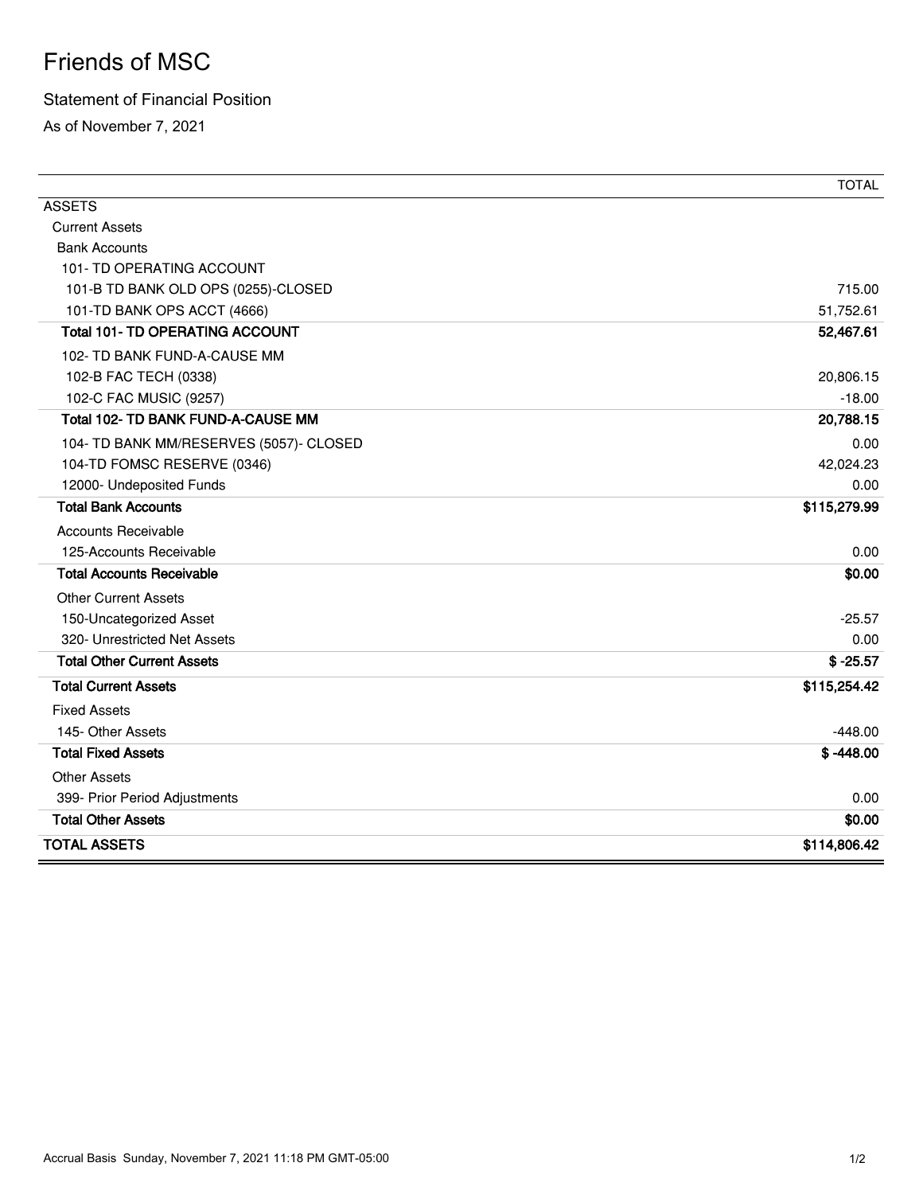# Friends of MSC

Statement of Financial Position

As of November 7, 2021

| | TOTAL |
|---|---|
| ASSETS | |
| Current Assets | |
| Bank Accounts | |
| 101- TD OPERATING ACCOUNT | |
| 101-B TD BANK OLD OPS (0255)-CLOSED | 715.00 |
| 101-TD BANK OPS ACCT (4666) | 51,752.61 |
| **Total 101- TD OPERATING ACCOUNT** | **52,467.61** |
| 102- TD BANK FUND-A-CAUSE MM | |
| 102-B FAC TECH (0338) | 20,806.15 |
| 102-C FAC MUSIC (9257) | -18.00 |
| **Total 102- TD BANK FUND-A-CAUSE MM** | **20,788.15** |
| 104- TD BANK MM/RESERVES (5057)- CLOSED | 0.00 |
| 104-TD FOMSC RESERVE (0346) | 42,024.23 |
| 12000- Undeposited Funds | 0.00 |
| **Total Bank Accounts** | **$115,279.99** |
| Accounts Receivable | |
| 125-Accounts Receivable | 0.00 |
| **Total Accounts Receivable** | **$0.00** |
| Other Current Assets | |
| 150-Uncategorized Asset | -25.57 |
| 320- Unrestricted Net Assets | 0.00 |
| **Total Other Current Assets** | **$ -25.57** |
| **Total Current Assets** | **$115,254.42** |
| Fixed Assets | |
| 145- Other Assets | -448.00 |
| **Total Fixed Assets** | **$ -448.00** |
| Other Assets | |
| 399- Prior Period Adjustments | 0.00 |
| **Total Other Assets** | **$0.00** |
| **TOTAL ASSETS** | **$114,806.42** |

Accrual Basis Sunday, November 7, 2021 11:18 PM GMT-05:00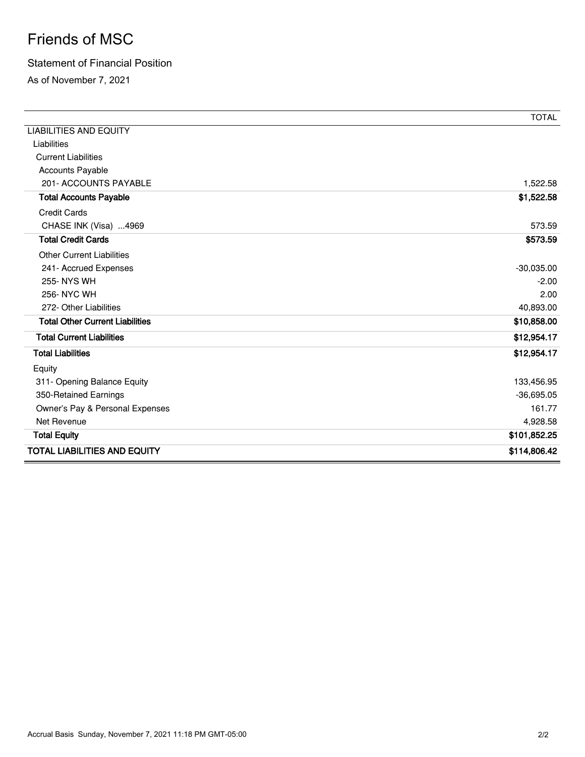# Friends of MSC

Statement of Financial Position

As of November 7, 2021

| | TOTAL |
|---|---|
| LIABILITIES AND EQUITY | |
| Liabilities | |
| Current Liabilities | |
| Accounts Payable | |
| 201- ACCOUNTS PAYABLE | 1,522.58 |
| **Total Accounts Payable** | **$1,522.58** |
| Credit Cards | |
| CHASE INK (Visa) ...4969 | 573.59 |
| **Total Credit Cards** | **$573.59** |
| Other Current Liabilities | |
| 241- Accrued Expenses | -30,035.00 |
| 255- NYS WH | -2.00 |
| 256- NYC WH | 2.00 |
| 272- Other Liabilities | 40,893.00 |
| **Total Other Current Liabilities** | **$10,858.00** |
| **Total Current Liabilities** | **$12,954.17** |
| **Total Liabilities** | **$12,954.17** |
| Equity | |
| 311- Opening Balance Equity | 133,456.95 |
| 350-Retained Earnings | -36,695.05 |
| Owner's Pay & Personal Expenses | 161.77 |
| Net Revenue | 4,928.58 |
| **Total Equity** | **$101,852.25** |
| **TOTAL LIABILITIES AND EQUITY** | **$114,806.42** |

Accrual Basis Sunday, November 7, 2021 11:18 PM GMT-05:00